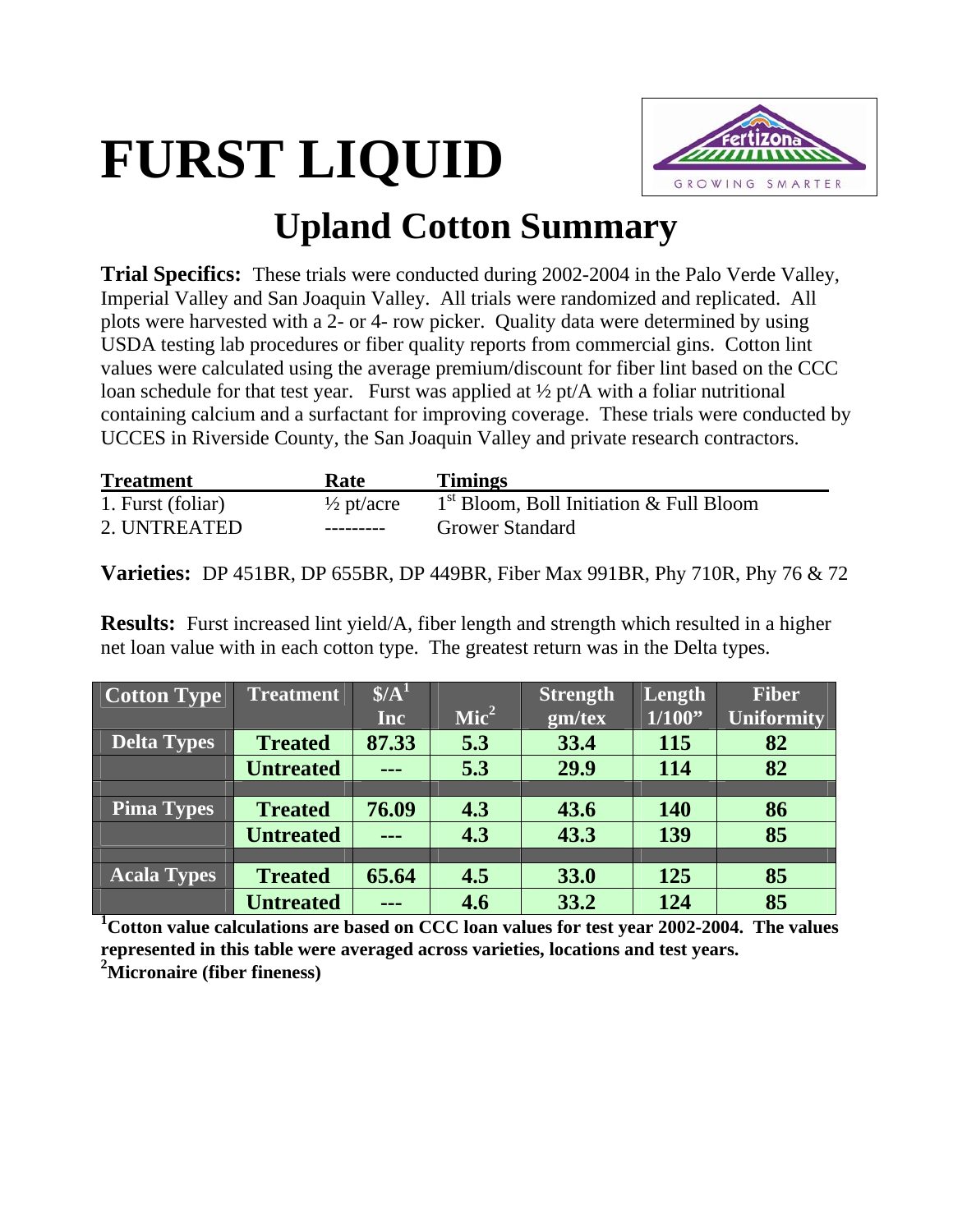# FURST LIQUID

## Upland Cotton Summary

**Trial Specifics:** These trials were conducted during 2002-2004 in the Palo Verde Valley, Imperial Valley and San Joaquin Valley. All trials were randomized and replicated. All plots were harvested with a 2- or 4- row picker. Quality data were determined by using USDA testing lab procedures or fiber quality reports from commercial gins. Cotton lint values were calculated using the average premium/discount for fiber lint based on the CCC loan schedule for that test year. Furst was applied at ½ pt/A with a foliar nutritional containing calcium and a surfactant for improving coverage. These trials were conducted by UCCES in Riverside County, the San Joaquin Valley and private research contractors.

| Treatment | Rate | Timings |
|---|---|---|
| 1. Furst (foliar) | ½ pt/acre | 1st Bloom, Boll Initiation & Full Bloom |
| 2. UNTREATED | --------- | Grower Standard |

**Varieties:** DP 451BR, DP 655BR, DP 449BR, Fiber Max 991BR, Phy 710R, Phy 76 & 72

**Results:** Furst increased lint yield/A, fiber length and strength which resulted in a higher net loan value with in each cotton type. The greatest return was in the Delta types.

| Cotton Type | Treatment | $/A[1] Inc | Mic[2] | Strength gm/tex | Length 1/100" | Fiber Uniformity |
|---|---|---|---|---|---|---|
| Delta Types | Treated | 87.33 | 5.3 | 33.4 | 115 | 82 |
| | Untreated | --- | 5.3 | 29.9 | 114 | 82 |
| Pima Types | Treated | 76.09 | 4.3 | 43.6 | 140 | 86 |
| | Untreated | --- | 4.3 | 43.3 | 139 | 85 |
| Acala Types | Treated | 65.64 | 4.5 | 33.0 | 125 | 85 |
| | Untreated | --- | 4.6 | 33.2 | 124 | 85 |

**[1]Cotton value calculations are based on CCC loan values for test year 2002-2004. The values represented in this table were averaged across varieties, locations and test years.**
**[2]Micronaire (fiber fineness)**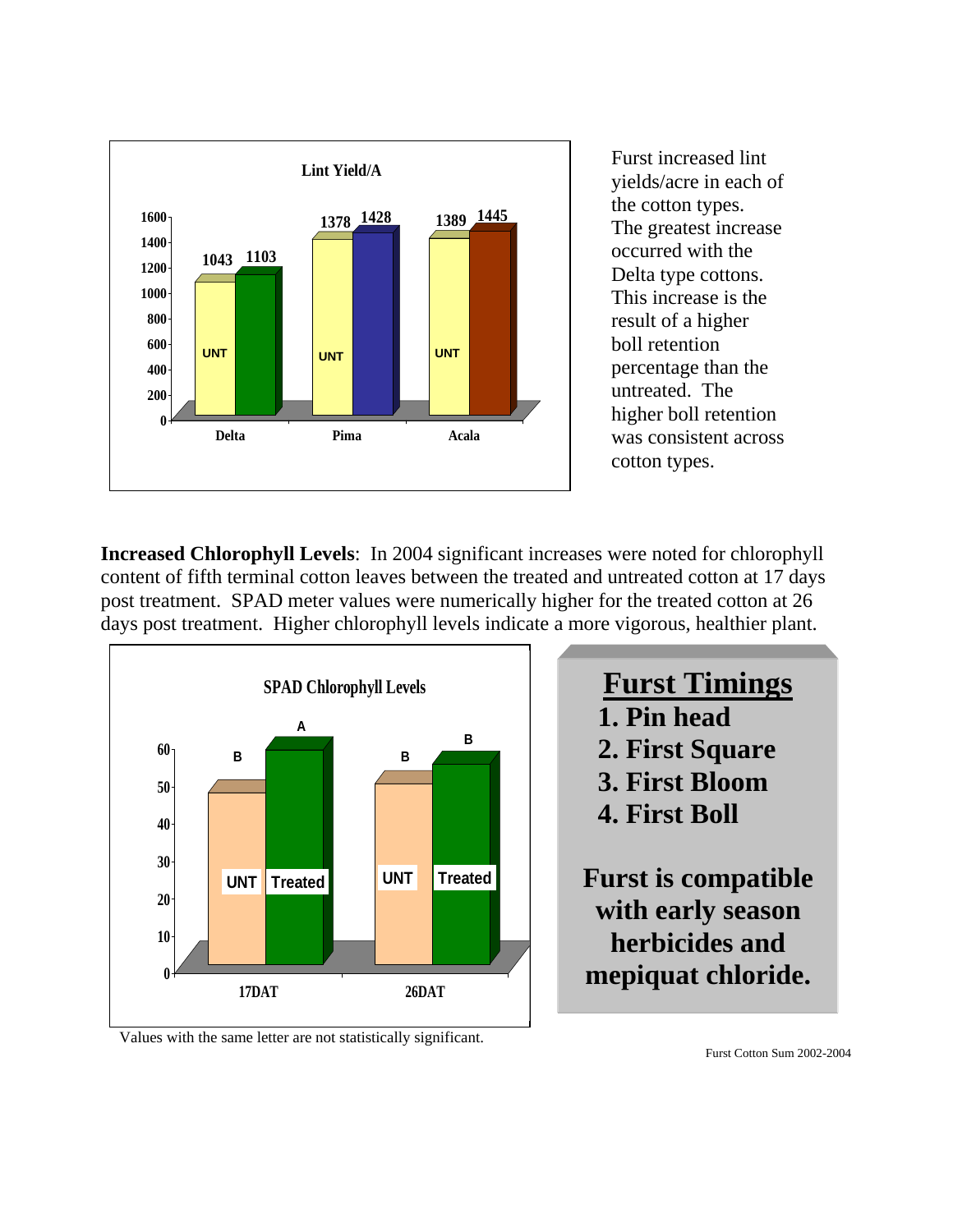Lint Yield/A

1600
1400
1200
1000
800
600
400
200
0

1043 1103
1378 1428
1389 1445

UNT
UNT
UNT

Delta
Pima
Acala

Furst increased lint yields/acre in each of the cotton types. The greatest increase occurred with the Delta type cottons. This increase is the result of a higher boll retention percentage than the untreated. The higher boll retention was consistent across cotton types.

**Increased Chlorophyll Levels**: In 2004 significant increases were noted for chlorophyll content of fifth terminal cotton leaves between the treated and untreated cotton at 17 days post treatment. SPAD meter values were numerically higher for the treated cotton at 26 days post treatment. Higher chlorophyll levels indicate a more vigorous, healthier plant.

SPAD Chlorophyll Levels

60
50
40
30
20
10
0

B A
B B

UNT Treated
UNT Treated

17DAT
26DAT

Values with the same letter are not statistically significant.

## Furst Timings

**1. Pin head**
**2. First Square**
**3. First Bloom**
**4. First Boll**

**Furst is compatible with early season herbicides and mepiquat chloride.**

Furst Cotton Sum 2002-2004